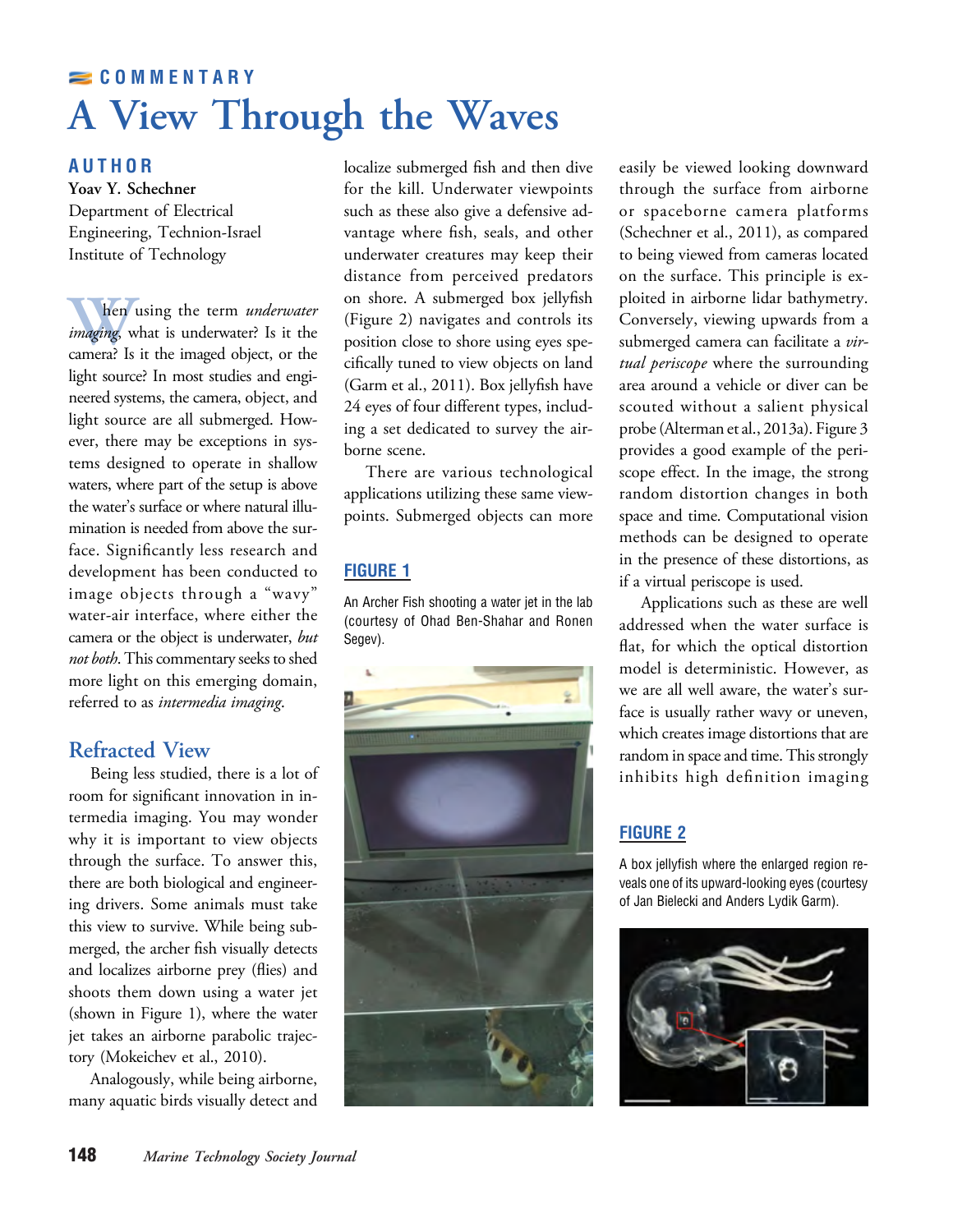COMMENTARY

# A View Through the Waves

**AUTHOR**

**Yoav Y. Schechner**
Department of Electrical Engineering, Technion-Israel Institute of Technology

When using the term *underwater imaging*, what is underwater? Is it the camera? Is it the imaged object, or the light source? In most studies and engineered systems, the camera, object, and light source are all submerged. However, there may be exceptions in systems designed to operate in shallow waters, where part of the setup is above the water's surface or where natural illumination is needed from above the surface. Significantly less research and development has been conducted to image objects through a "wavy" water-air interface, where either the camera or the object is underwater, *but not both*. This commentary seeks to shed more light on this emerging domain, referred to as *intermedia imaging*.

## Refracted View

Being less studied, there is a lot of room for significant innovation in intermedia imaging. You may wonder why it is important to view objects through the surface. To answer this, there are both biological and engineering drivers. Some animals must take this view to survive. While being submerged, the archer fish visually detects and localizes airborne prey (flies) and shoots them down using a water jet (shown in Figure 1), where the water jet takes an airborne parabolic trajectory (Mokeichev et al., 2010).

Analogously, while being airborne, many aquatic birds visually detect and localize submerged fish and then dive for the kill. Underwater viewpoints such as these also give a defensive advantage where fish, seals, and other underwater creatures may keep their distance from perceived predators on shore. A submerged box jellyfish (Figure 2) navigates and controls its position close to shore using eyes specifically tuned to view objects on land (Garm et al., 2011). Box jellyfish have 24 eyes of four different types, including a set dedicated to survey the airborne scene.

There are various technological applications utilizing these same viewpoints. Submerged objects can more easily be viewed looking downward through the surface from airborne or spaceborne camera platforms (Schechner et al., 2011), as compared to being viewed from cameras located on the surface. This principle is exploited in airborne lidar bathymetry. Conversely, viewing upwards from a submerged camera can facilitate a *virtual periscope* where the surrounding area around a vehicle or diver can be scouted without a salient physical probe (Alterman et al., 2013a). Figure 3 provides a good example of the periscope effect. In the image, the strong random distortion changes in both space and time. Computational vision methods can be designed to operate in the presence of these distortions, as if a virtual periscope is used.

Applications such as these are well addressed when the water surface is flat, for which the optical distortion model is deterministic. However, as we are all well aware, the water's surface is usually rather wavy or uneven, which creates image distortions that are random in space and time. This strongly inhibits high definition imaging

**FIGURE 1**

An Archer Fish shooting a water jet in the lab (courtesy of Ohad Ben-Shahar and Ronen Segev).

**FIGURE 2**

A box jellyfish where the enlarged region reveals one of its upward-looking eyes (courtesy of Jan Bielecki and Anders Lydik Garm).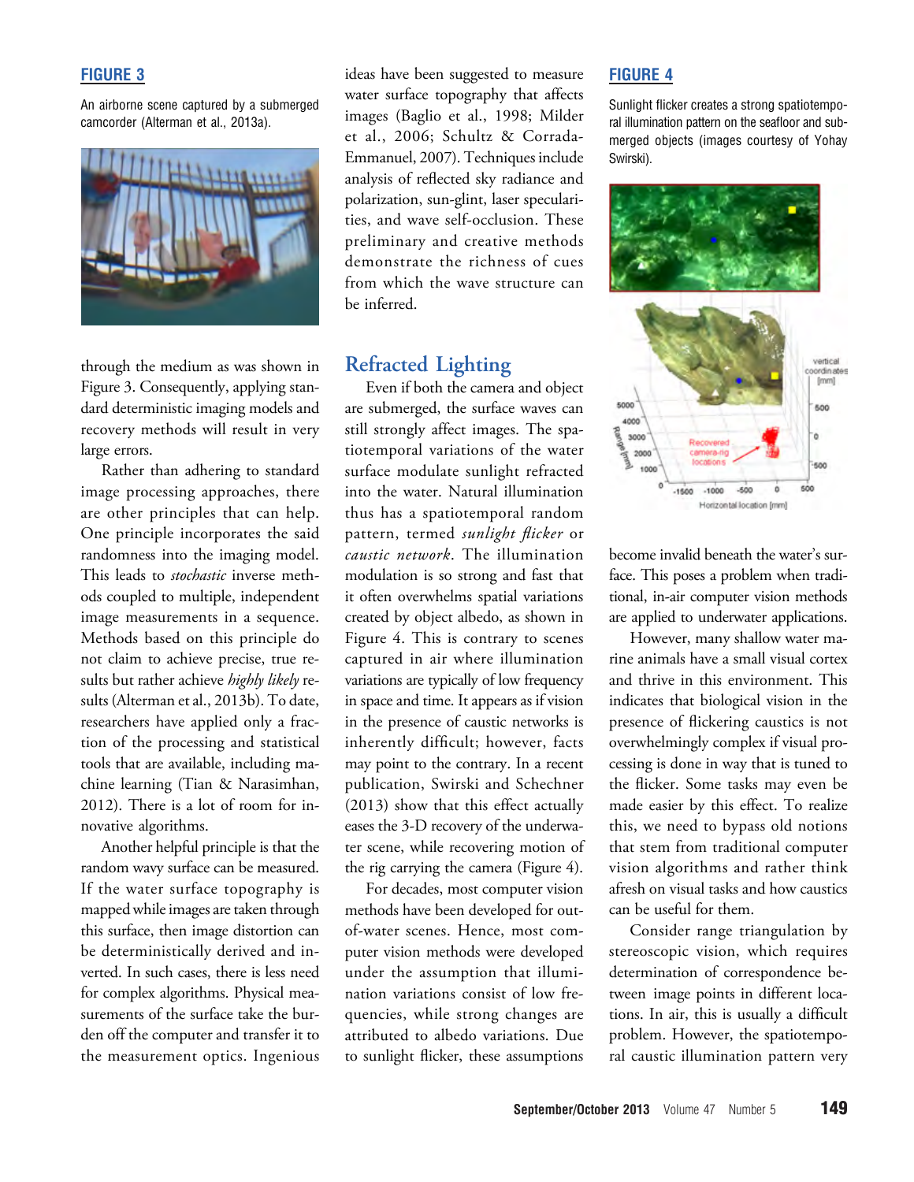**FIGURE 3**

An airborne scene captured by a submerged camcorder (Alterman et al., 2013a).

through the medium as was shown in Figure 3. Consequently, applying standard deterministic imaging models and recovery methods will result in very large errors.

Rather than adhering to standard image processing approaches, there are other principles that can help. One principle incorporates the said randomness into the imaging model. This leads to *stochastic* inverse methods coupled to multiple, independent image measurements in a sequence. Methods based on this principle do not claim to achieve precise, true results but rather achieve *highly likely* results (Alterman et al., 2013b). To date, researchers have applied only a fraction of the processing and statistical tools that are available, including machine learning (Tian & Narasimhan, 2012). There is a lot of room for innovative algorithms.

Another helpful principle is that the random wavy surface can be measured. If the water surface topography is mapped while images are taken through this surface, then image distortion can be deterministically derived and inverted. In such cases, there is less need for complex algorithms. Physical measurements of the surface take the burden off the computer and transfer it to the measurement optics. Ingenious ideas have been suggested to measure water surface topography through images (Baglio et al., 1998; Milder et al., 2006; Schultz & Corrada-Emmanuel, 2007). Techniques include analysis of reflected sky radiance and polarization, sun-glint, laser specularities, and wave self-occlusion. These preliminary and creative methods demonstrate the richness of cues from which the wave structure can be inferred.

## Refracted Lighting

Even if both the camera and object are submerged, the surface waves can still strongly affect images. The spatiotemporal variations of the water surface modulate sunlight refracted into the water. Natural illumination thus has a spatiotemporal random pattern, termed *sunlight flicker* or *caustic network*. The illumination modulation is so strong and fast that it often overwhelms spatial variations created by object albedo, as shown in Figure 4. This is contrary to scenes captured in air where illumination variations are typically of low frequency in space and time. It appears as if vision in the presence of caustic networks is inherently difficult; however, facts may point to the contrary. In a recent publication, Swirski and Schechner (2013) show that this effect actually eases the 3-D recovery of the underwater scene, while recovering motion of the rig carrying the camera (Figure 4).

For decades, most computer vision methods have been developed for out-of-water scenes. Hence, most computer vision methods were developed under the assumption that illumination variations consist of low frequencies, while strong changes are attributed to albedo variations. Due to sunlight flicker, these assumptions become invalid beneath the water's surface. This poses a problem when traditional, in-air computer vision methods are applied to underwater applications.

**FIGURE 4**

Sunlight flicker creates a strong spatiotemporal illumination pattern on the seafloor and submerged objects (images courtesy of Yohay Swirski).

However, many shallow water marine animals have a small visual cortex and thrive in this environment. This indicates that biological vision in the presence of flickering caustics is not overwhelmingly complex if visual processing is done in way that is tuned to the flicker. Some tasks may even be made easier by this effect. To realize this, we need to bypass old notions that stem from traditional computer vision algorithms and rather think afresh on visual tasks and how caustics can be useful for them.

Consider range triangulation by stereoscopic vision, which requires determination of correspondence between image points in different locations. In air, this is usually a difficult problem. However, the spatiotemporal caustic illumination pattern very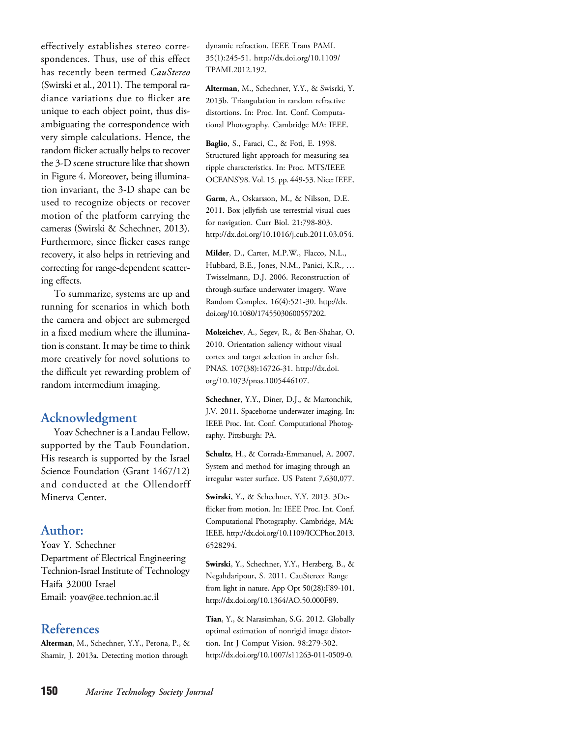effectively establishes stereo correspondences. Thus, use of this effect has recently been termed *CauStereo* (Swirski et al., 2011). The temporal radiance variations due to flicker are unique to each object point, thus disambiguating the correspondence with very simple calculations. Hence, the random flicker actually helps to recover the 3-D scene structure like that shown in Figure 4. Moreover, being illumination invariant, the 3-D shape can be used to recognize objects or recover motion of the platform carrying the cameras (Swirski & Schechner, 2013). Furthermore, since flicker eases range recovery, it also helps in retrieving and correcting for range-dependent scattering effects.

To summarize, systems are up and running for scenarios in which both the camera and object are submerged in a fixed medium where the illumination is constant. It may be time to think more creatively for novel solutions to the difficult yet rewarding problem of random intermedium imaging.

## Acknowledgment

Yoav Schechner is a Landau Fellow, supported by the Taub Foundation. His research is supported by the Israel Science Foundation (Grant 1467/12) and conducted at the Ollendorff Minerva Center.

## Author:

Yoav Y. Schechner
Department of Electrical Engineering
Technion-Israel Institute of Technology
Haifa 32000 Israel
Email: yoav@ee.technion.ac.il

## References

**Alterman**, M., Schechner, Y.Y., Perona, P., & Shamir, J. 2013a. Detecting motion through dynamic refraction. IEEE Trans PAMI. 35(1):245-51. http://dx.doi.org/10.1109/TPAMI.2012.192.

**Alterman**, M., Schechner, Y.Y., & Swisrki, Y. 2013b. Triangulation in random refractive distortions. In: Proc. Int. Conf. Computational Photography. Cambridge MA: IEEE.

**Baglio**, S., Faraci, C., & Foti, E. 1998. Structured light approach for measuring sea ripple characteristics. In: Proc. MTS/IEEE OCEANS'98. Vol. 15. pp. 449-53. Nice: IEEE.

**Garm**, A., Oskarsson, M., & Nilsson, D.E. 2011. Box jellyfish use terrestrial visual cues for navigation. Curr Biol. 21:798-803. http://dx.doi.org/10.1016/j.cub.2011.03.054.

**Milder**, D., Carter, M.P.W., Flacco, N.L., Hubbard, B.E., Jones, N.M., Panici, K.R., … Twisselmann, D.J. 2006. Reconstruction of through-surface underwater imagery. Wave Random Complex. 16(4):521-30. http://dx.doi.org/10.1080/17455030600557202.

**Mokeichev**, A., Segev, R., & Ben-Shahar, O. 2010. Orientation saliency without visual cortex and target selection in archer fish. PNAS. 107(38):16726-31. http://dx.doi.org/10.1073/pnas.1005446107.

**Schechner**, Y.Y., Diner, D.J., & Martonchik, J.V. 2011. Spaceborne underwater imaging. In: IEEE Proc. Int. Conf. Computational Photography. Pittsburgh: PA.

**Schultz**, H., & Corrada-Emmanuel, A. 2007. System and method for imaging through an irregular water surface. US Patent 7,630,077.

**Swirski**, Y., & Schechner, Y.Y. 2013. 3Deflicker from motion. In: IEEE Proc. Int. Conf. Computational Photography. Cambridge, MA: IEEE. http://dx.doi.org/10.1109/ICCPhot.2013.6528294.

**Swirski**, Y., Schechner, Y.Y., Herzberg, B., & Negahdaripour, S. 2011. CauStereo: Range from light in nature. App Opt 50(28):F89-101. http://dx.doi.org/10.1364/AO.50.000F89.

**Tian**, Y., & Narasimhan, S.G. 2012. Globally optimal estimation of nonrigid image distortion. Int J Comput Vision. 98:279-302. http://dx.doi.org/10.1007/s11263-011-0509-0.